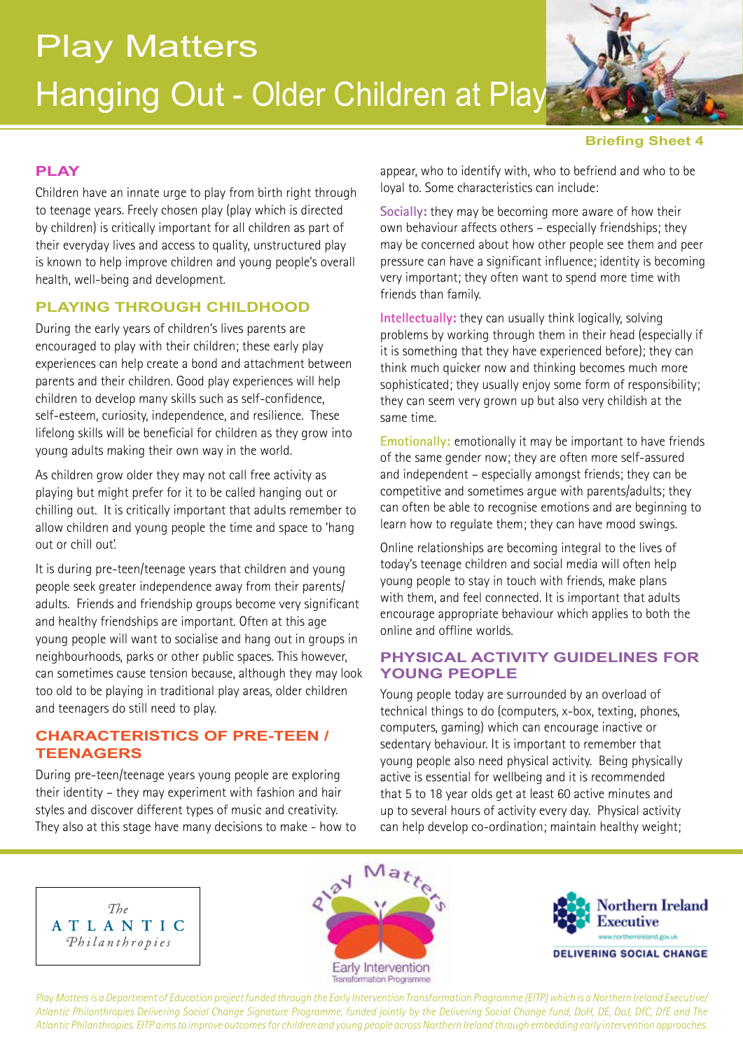# Play Matters

## Hanging Out - Older Children at Play

Briefing Sheet 4

## PLAY

Children have an innate urge to play from birth right through to teenage years. Freely chosen play (play which is directed by children) is critically important for all children as part of their everyday lives and access to quality, unstructured play is known to help improve children and young people's overall health, well-being and development.

## PLAYING THROUGH CHILDHOOD

During the early years of children's lives parents are encouraged to play with their children; these early play experiences can help create a bond and attachment between parents and their children. Good play experiences will help children to develop many skills such as self-confidence, self-esteem, curiosity, independence, and resilience. These lifelong skills will be beneficial for children as they grow into young adults making their own way in the world.

As children grow older they may not call free activity as playing but might prefer for it to be called hanging out or chilling out. It is critically important that adults remember to allow children and young people the time and space to 'hang out or chill out'.

It is during pre-teen/teenage years that children and young people seek greater independence away from their parents/ adults. Friends and friendship groups become very significant and healthy friendships are important. Often at this age young people will want to socialise and hang out in groups in neighbourhoods, parks or other public spaces. This however, can sometimes cause tension because, although they may look too old to be playing in traditional play areas, older children and teenagers do still need to play.

## CHARACTERISTICS OF PRE-TEEN / TEENAGERS

During pre-teen/teenage years young people are exploring their identity – they may experiment with fashion and hair styles and discover different types of music and creativity. They also at this stage have many decisions to make - how to appear, who to identify with, who to befriend and who to be loyal to. Some characteristics can include:

**Socially:** they may be becoming more aware of how their own behaviour affects others – especially friendships; they may be concerned about how other people see them and peer pressure can have a significant influence; identity is becoming very important; they often want to spend more time with friends than family.

**Intellectually:** they can usually think logically, solving problems by working through them in their head (especially if it is something that they have experienced before); they can think much quicker now and thinking becomes much more sophisticated; they usually enjoy some form of responsibility; they can seem very grown up but also very childish at the same time.

**Emotionally:** emotionally it may be important to have friends of the same gender now; they are often more self-assured and independent – especially amongst friends; they can be competitive and sometimes argue with parents/adults; they can often be able to recognise emotions and are beginning to learn how to regulate them; they can have mood swings.

Online relationships are becoming integral to the lives of today's teenage children and social media will often help young people to stay in touch with friends, make plans with them, and feel connected. It is important that adults encourage appropriate behaviour which applies to both the online and offline worlds.

## PHYSICAL ACTIVITY GUIDELINES FOR YOUNG PEOPLE

Young people today are surrounded by an overload of technical things to do (computers, x-box, texting, phones, computers, gaming) which can encourage inactive or sedentary behaviour. It is important to remember that young people also need physical activity. Being physically active is essential for wellbeing and it is recommended that 5 to 18 year olds get at least 60 active minutes and up to several hours of activity every day. Physical activity can help develop co-ordination; maintain healthy weight;

*Play Matters is a Department of Education project funded through the Early Intervention Transformation Programme (EITP) which is a Northern Ireland Executive/ Atlantic Philanthropies Delivering Social Change Signature Programme, funded jointly by the Delivering Social Change fund, DoH, DE, DoJ, DfC, DfE and The Atlantic Philanthropies. EITP aims to improve outcomes for children and young people across Northern Ireland through embedding early intervention approaches.*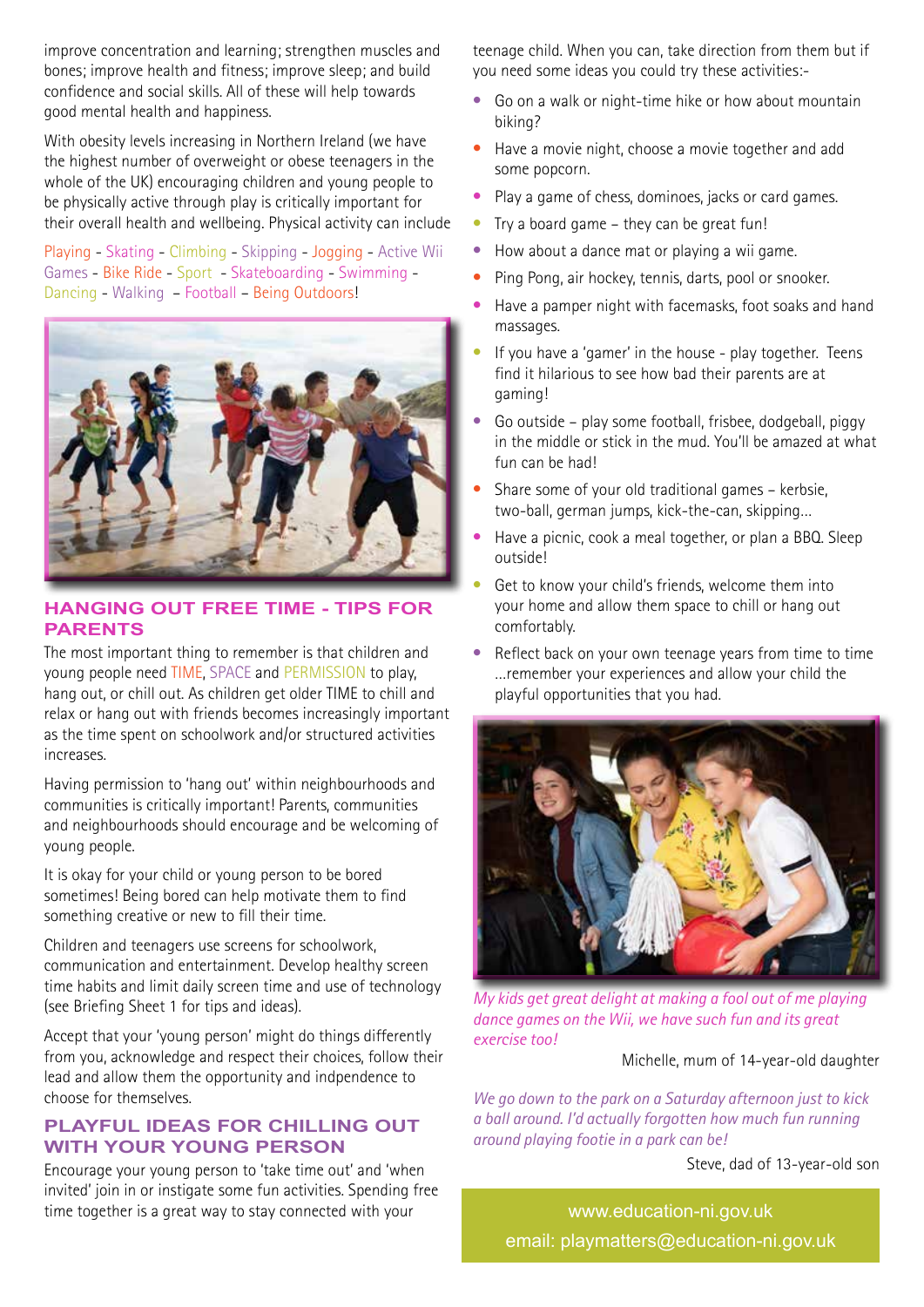improve concentration and learning; strengthen muscles and bones; improve health and fitness; improve sleep; and build confidence and social skills. All of these will help towards good mental health and happiness.

With obesity levels increasing in Northern Ireland (we have the highest number of overweight or obese teenagers in the whole of the UK) encouraging children and young people to be physically active through play is critically important for their overall health and wellbeing. Physical activity can include

Playing - Skating - Climbing - Skipping - Jogging - Active Wii Games - Bike Ride - Sport - Skateboarding - Swimming - Dancing - Walking – Football – Being Outdoors!

## HANGING OUT FREE TIME - TIPS FOR PARENTS

The most important thing to remember is that children and young people need TIME, SPACE and PERMISSION to play, hang out, or chill out. As children get older TIME to chill and relax or hang out with friends becomes increasingly important as the time spent on schoolwork and/or structured activities increases.

Having permission to 'hang out' within neighbourhoods and communities is critically important! Parents, communities and neighbourhoods should encourage and be welcoming of young people.

It is okay for your child or young person to be bored sometimes! Being bored can help motivate them to find something creative or new to fill their time.

Children and teenagers use screens for schoolwork, communication and entertainment. Develop healthy screen time habits and limit daily screen time and use of technology (see Briefing Sheet 1 for tips and ideas).

Accept that your 'young person' might do things differently from you, acknowledge and respect their choices, follow their lead and allow them the opportunity and indpendence to choose for themselves.

## PLAYFUL IDEAS FOR CHILLING OUT WITH YOUR YOUNG PERSON

Encourage your young person to 'take time out' and 'when invited' join in or instigate some fun activities. Spending free time together is a great way to stay connected with your teenage child. When you can, take direction from them but if you need some ideas you could try these activities:-

- Go on a walk or night-time hike or how about mountain biking?
- Have a movie night, choose a movie together and add some popcorn.
- Play a game of chess, dominoes, jacks or card games.
- Try a board game – they can be great fun!
- How about a dance mat or playing a wii game.
- Ping Pong, air hockey, tennis, darts, pool or snooker.
- Have a pamper night with facemasks, foot soaks and hand massages.
- If you have a 'gamer' in the house - play together. Teens find it hilarious to see how bad their parents are at gaming!
- Go outside – play some football, frisbee, dodgeball, piggy in the middle or stick in the mud. You'll be amazed at what fun can be had!
- Share some of your old traditional games – kerbsie, two-ball, german jumps, kick-the-can, skipping...
- Have a picnic, cook a meal together, or plan a BBQ. Sleep outside!
- Get to know your child's friends, welcome them into your home and allow them space to chill or hang out comfortably.
- Reflect back on your own teenage years from time to time ...remember your experiences and allow your child the playful opportunities that you had.

*My kids get great delight at making a fool out of me playing dance games on the Wii, we have such fun and its great exercise too!*

Michelle, mum of 14-year-old daughter

*We go down to the park on a Saturday afternoon just to kick a ball around. I'd actually forgotten how much fun running around playing footie in a park can be!*

Steve, dad of 13-year-old son

www.education-ni.gov.uk
email: playmatters@education-ni.gov.uk